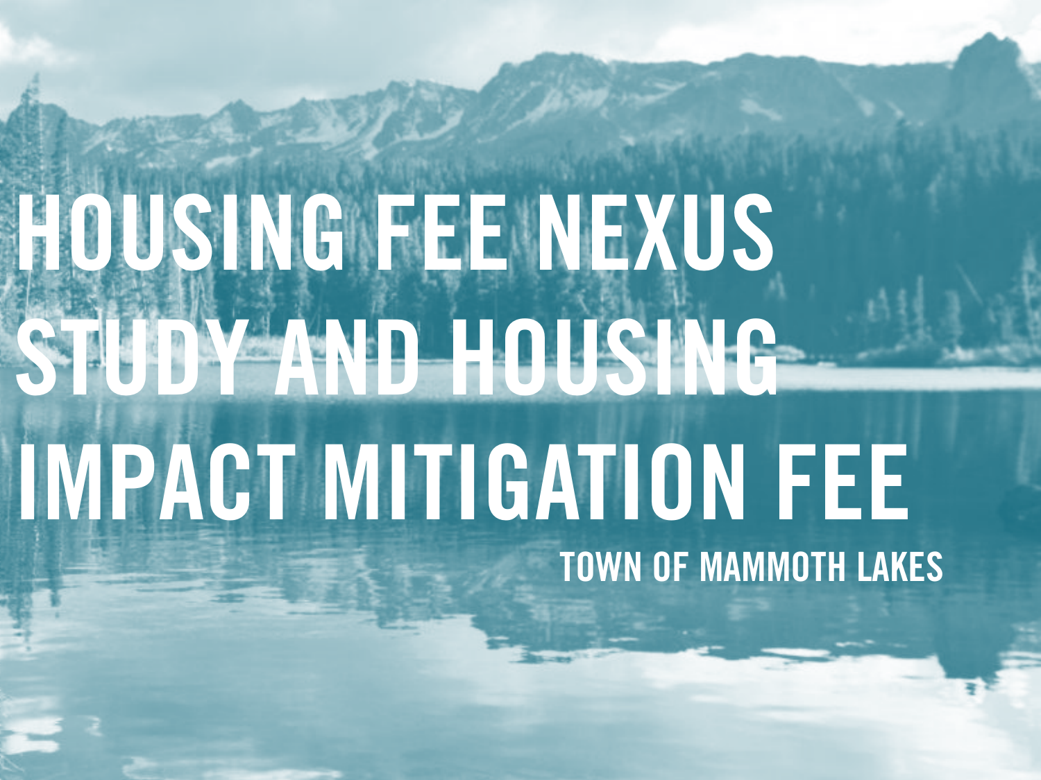# HOUSING FEE NEXUS STUDY AND HOUSING IMPACT MITIGATION FEE

TOWN OF MAMMOTH LAKES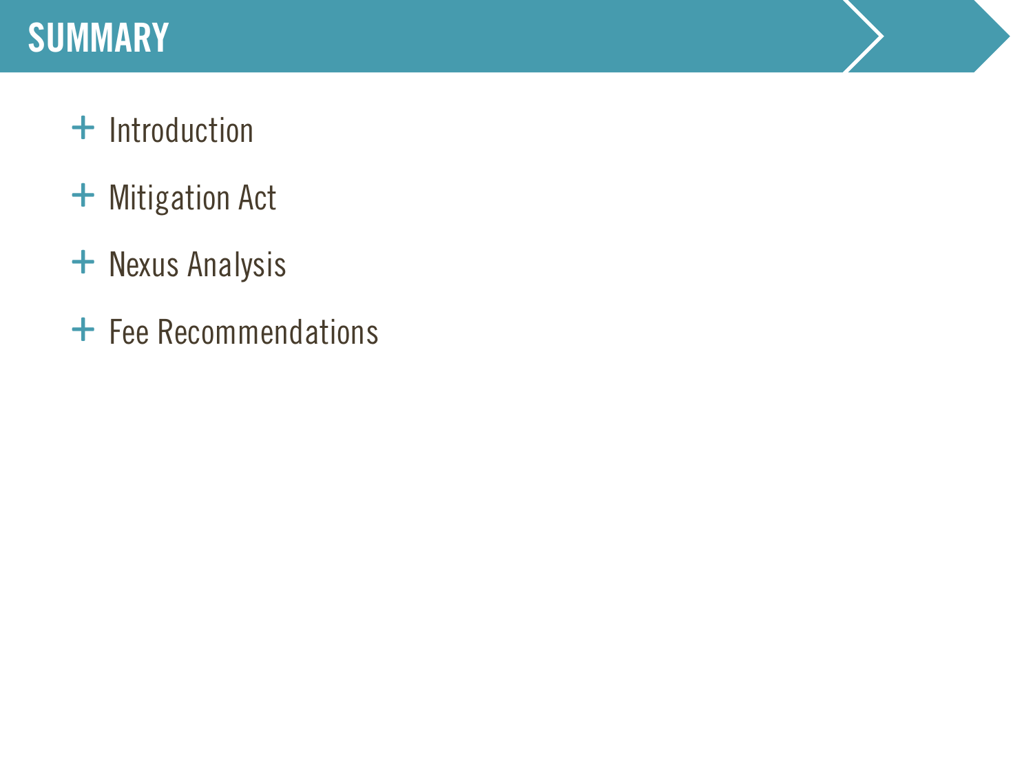# SUMMARY

- Introduction
- Mitigation Act
- Nexus Analysis
- Fee Recommendations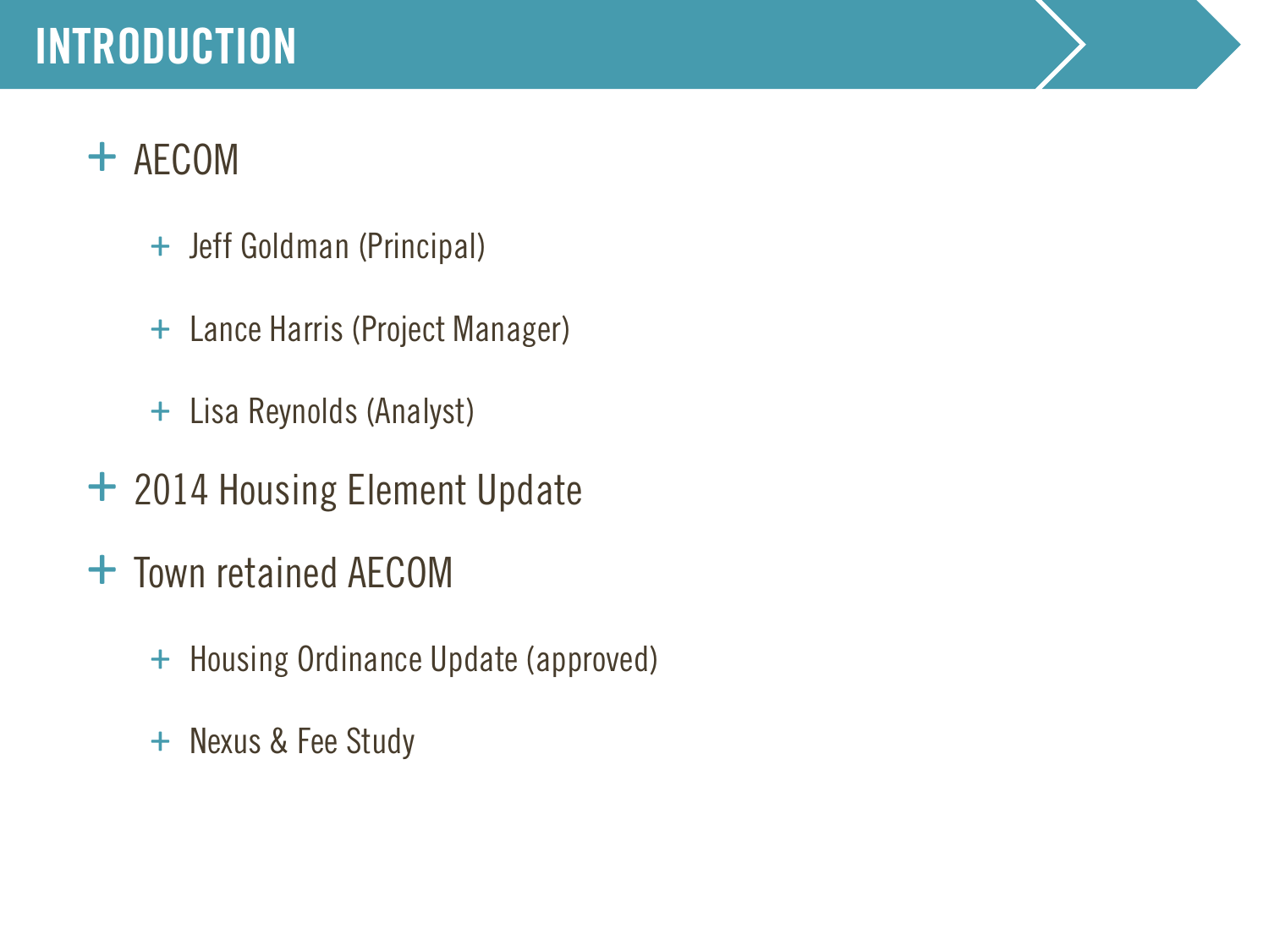# INTRODUCTION

- AECOM
  - Jeff Goldman (Principal)
  - Lance Harris (Project Manager)
  - Lisa Reynolds (Analyst)
- 2014 Housing Element Update
- Town retained AECOM
  - Housing Ordinance Update (approved)
  - Nexus & Fee Study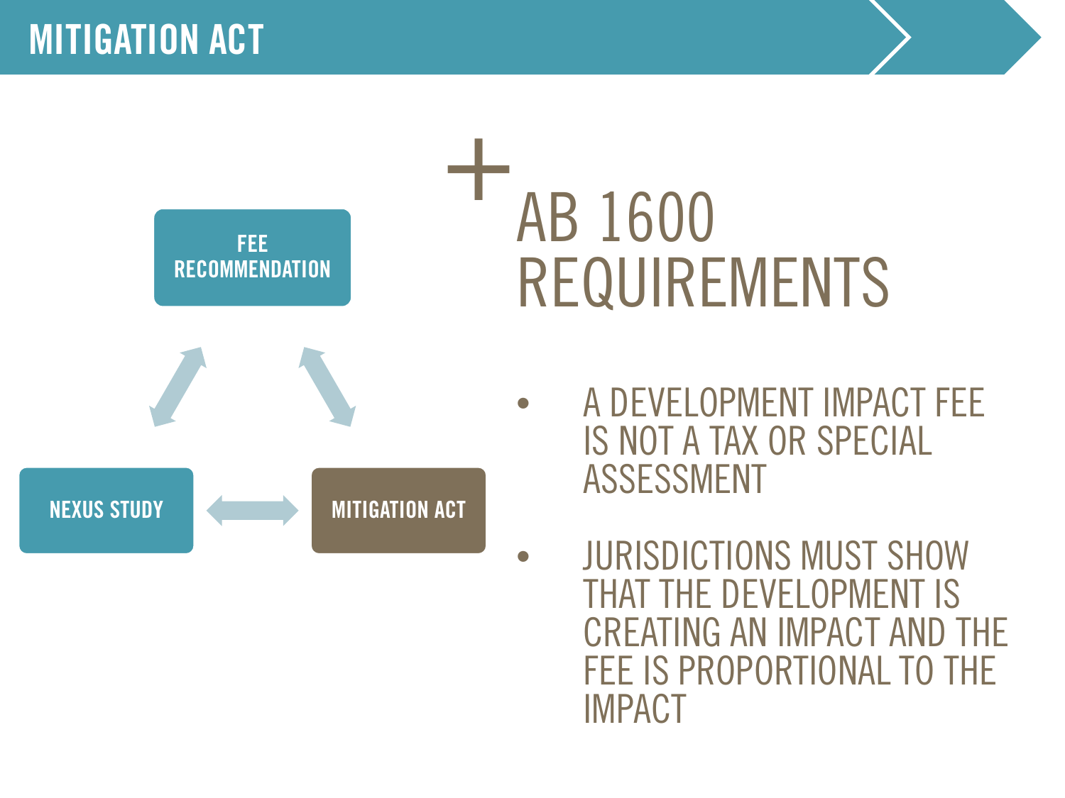# MITIGATION ACT

FEE RECOMMENDATION

NEXUS STUDY

MITIGATION ACT

## + AB 1600 REQUIREMENTS

- A DEVELOPMENT IMPACT FEE IS NOT A TAX OR SPECIAL ASSESSMENT
- JURISDICTIONS MUST SHOW THAT THE DEVELOPMENT IS CREATING AN IMPACT AND THE FEE IS PROPORTIONAL TO THE IMPACT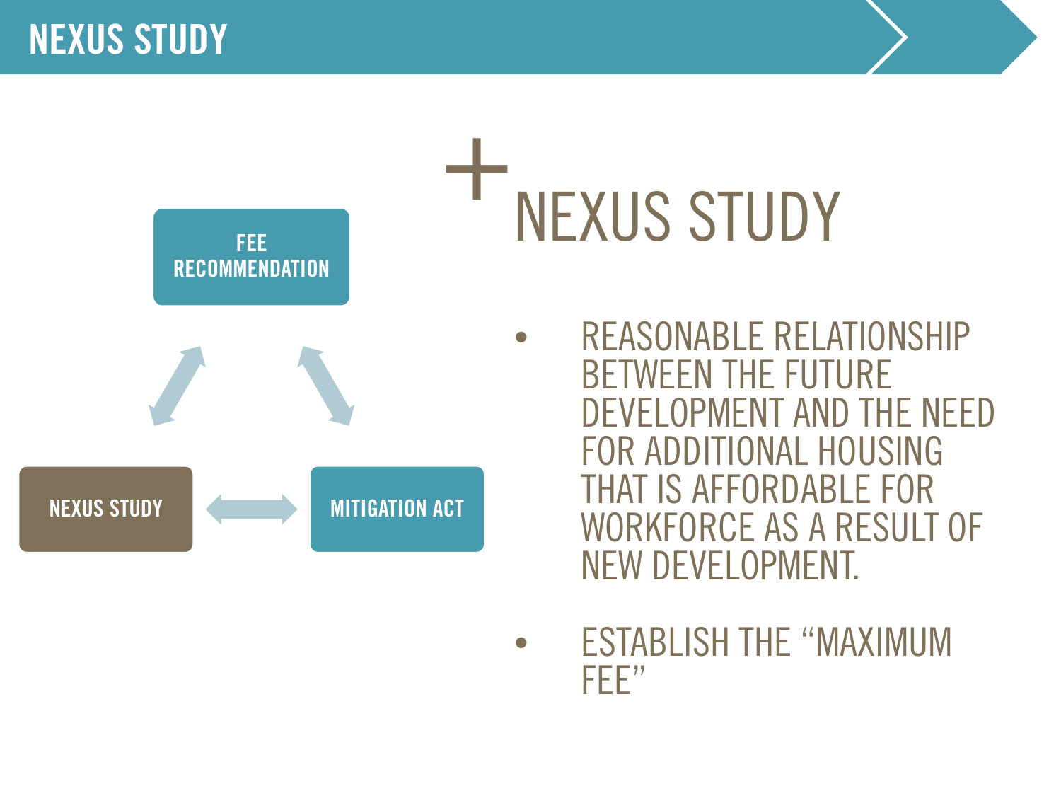# NEXUS STUDY

FEE RECOMMENDATION

NEXUS STUDY

MITIGATION ACT

## + NEXUS STUDY

- REASONABLE RELATIONSHIP BETWEEN THE FUTURE DEVELOPMENT AND THE NEED FOR ADDITIONAL HOUSING THAT IS AFFORDABLE FOR WORKFORCE AS A RESULT OF NEW DEVELOPMENT.
- ESTABLISH THE “MAXIMUM FEE”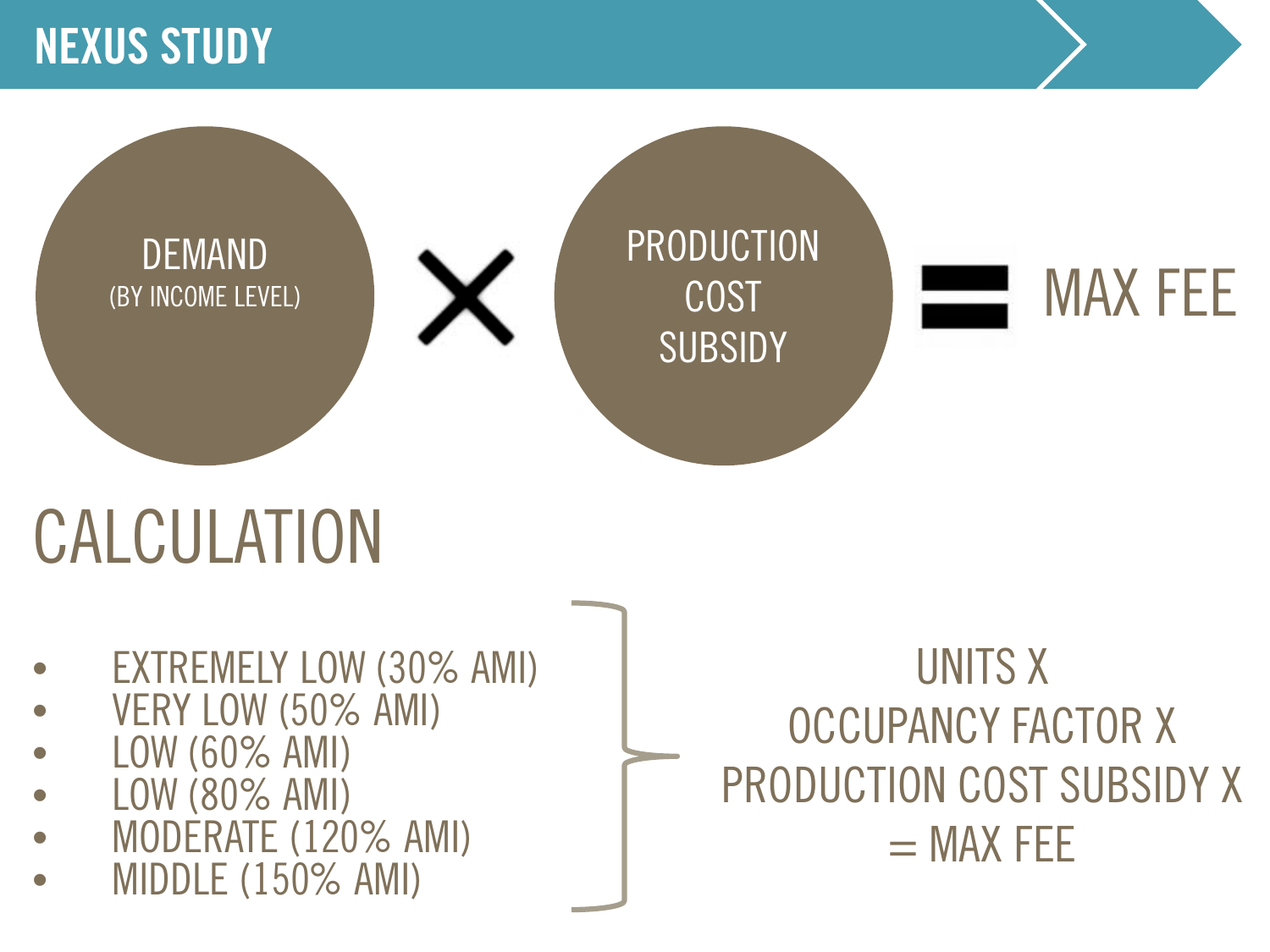# NEXUS STUDY

DEMAND (BY INCOME LEVEL) × PRODUCTION COST SUBSIDY = MAX FEE

## CALCULATION

- EXTREMELY LOW (30% AMI)
- VERY LOW (50% AMI)
- LOW (60% AMI)
- LOW (80% AMI)
- MODERATE (120% AMI)
- MIDDLE (150% AMI)

UNITS X
OCCUPANCY FACTOR X
PRODUCTION COST SUBSIDY X
= MAX FEE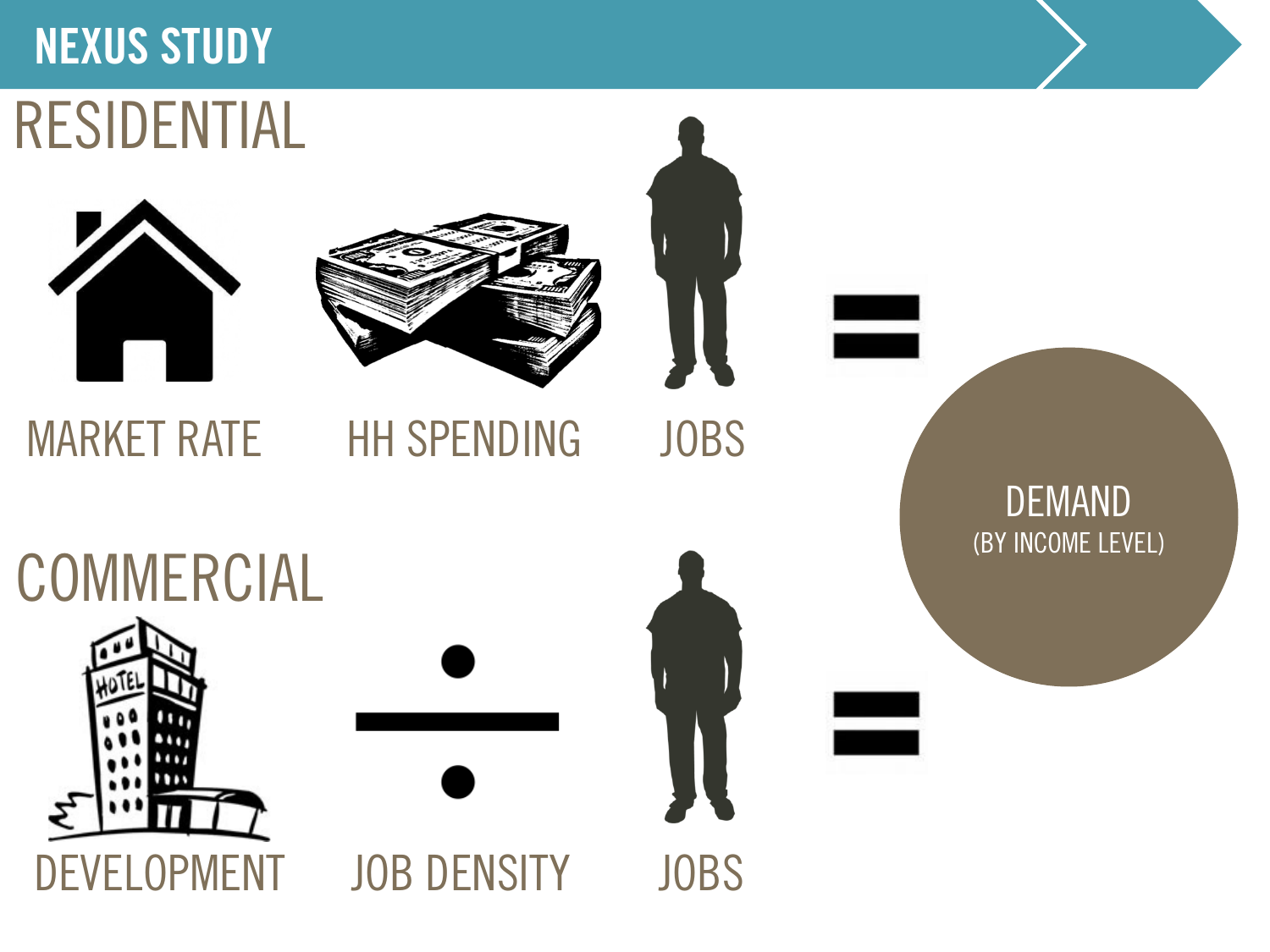# NEXUS STUDY

## RESIDENTIAL

MARKET RATE — HH SPENDING — JOBS =

## COMMERCIAL

DEVELOPMENT ÷ JOB DENSITY — JOBS =

DEMAND
(BY INCOME LEVEL)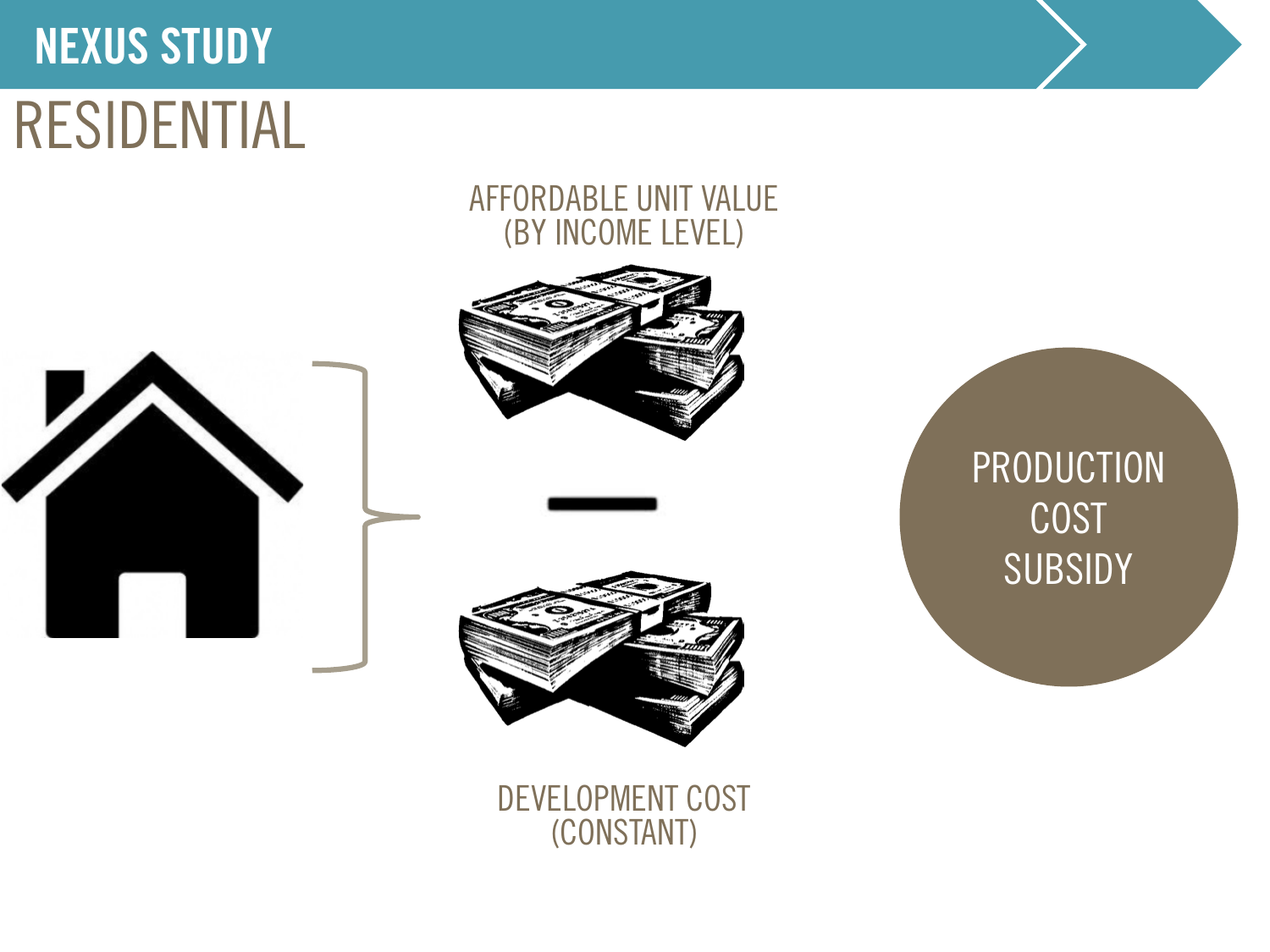# NEXUS STUDY

## RESIDENTIAL

AFFORDABLE UNIT VALUE
(BY INCOME LEVEL)

—

DEVELOPMENT COST
(CONSTANT)

PRODUCTION COST SUBSIDY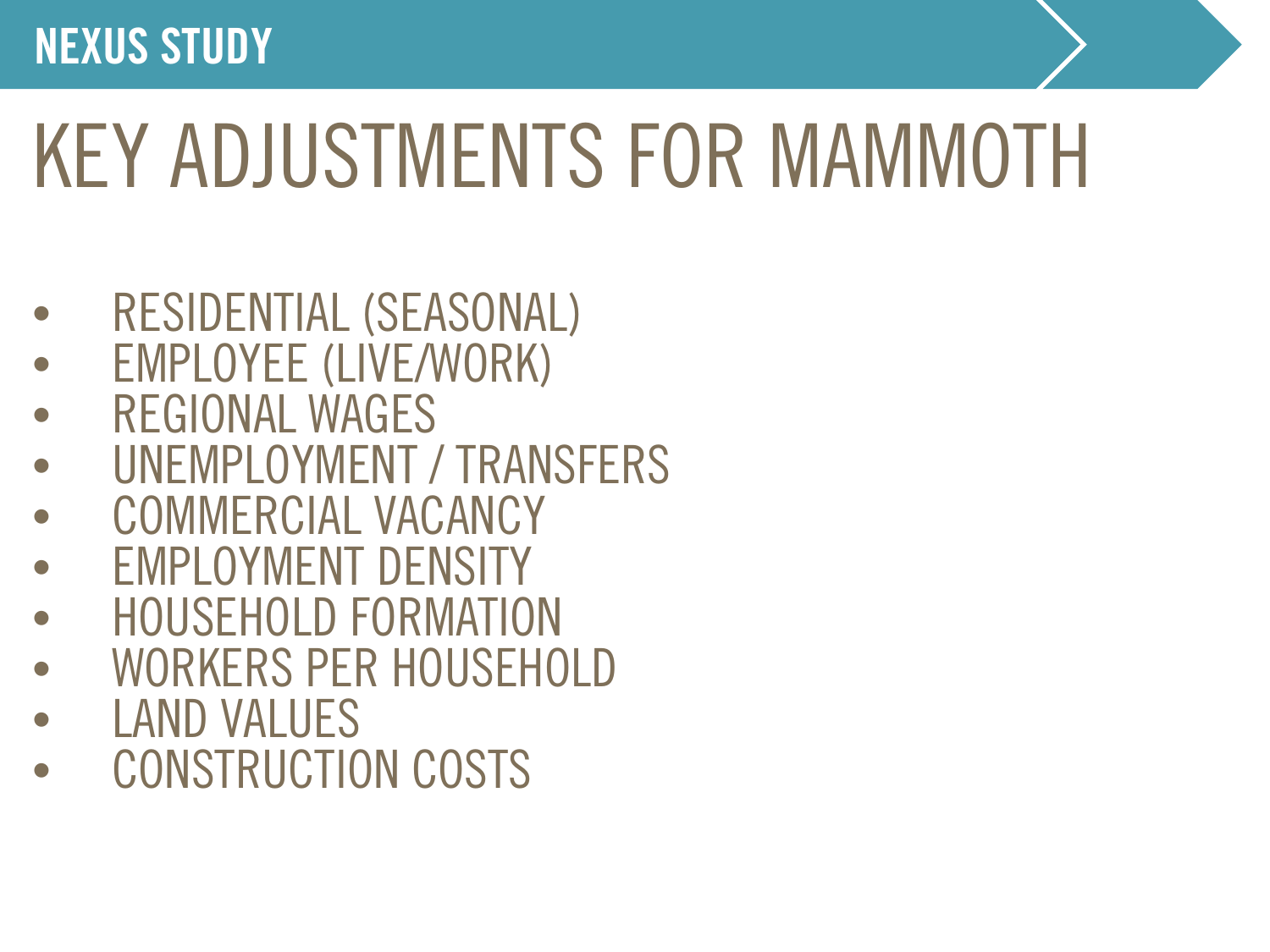## NEXUS STUDY

# KEY ADJUSTMENTS FOR MAMMOTH

- RESIDENTIAL (SEASONAL)
- EMPLOYEE (LIVE/WORK)
- REGIONAL WAGES
- UNEMPLOYMENT / TRANSFERS
- COMMERCIAL VACANCY
- EMPLOYMENT DENSITY
- HOUSEHOLD FORMATION
- WORKERS PER HOUSEHOLD
- LAND VALUES
- CONSTRUCTION COSTS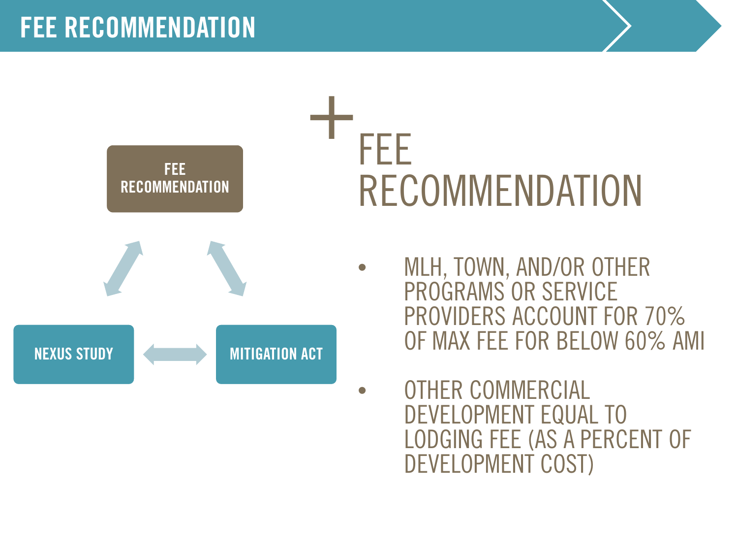# FEE RECOMMENDATION

FEE RECOMMENDATION

NEXUS STUDY

MITIGATION ACT

## FEE RECOMMENDATION

- MLH, TOWN, AND/OR OTHER PROGRAMS OR SERVICE PROVIDERS ACCOUNT FOR 70% OF MAX FEE FOR BELOW 60% AMI
- OTHER COMMERCIAL DEVELOPMENT EQUAL TO LODGING FEE (AS A PERCENT OF DEVELOPMENT COST)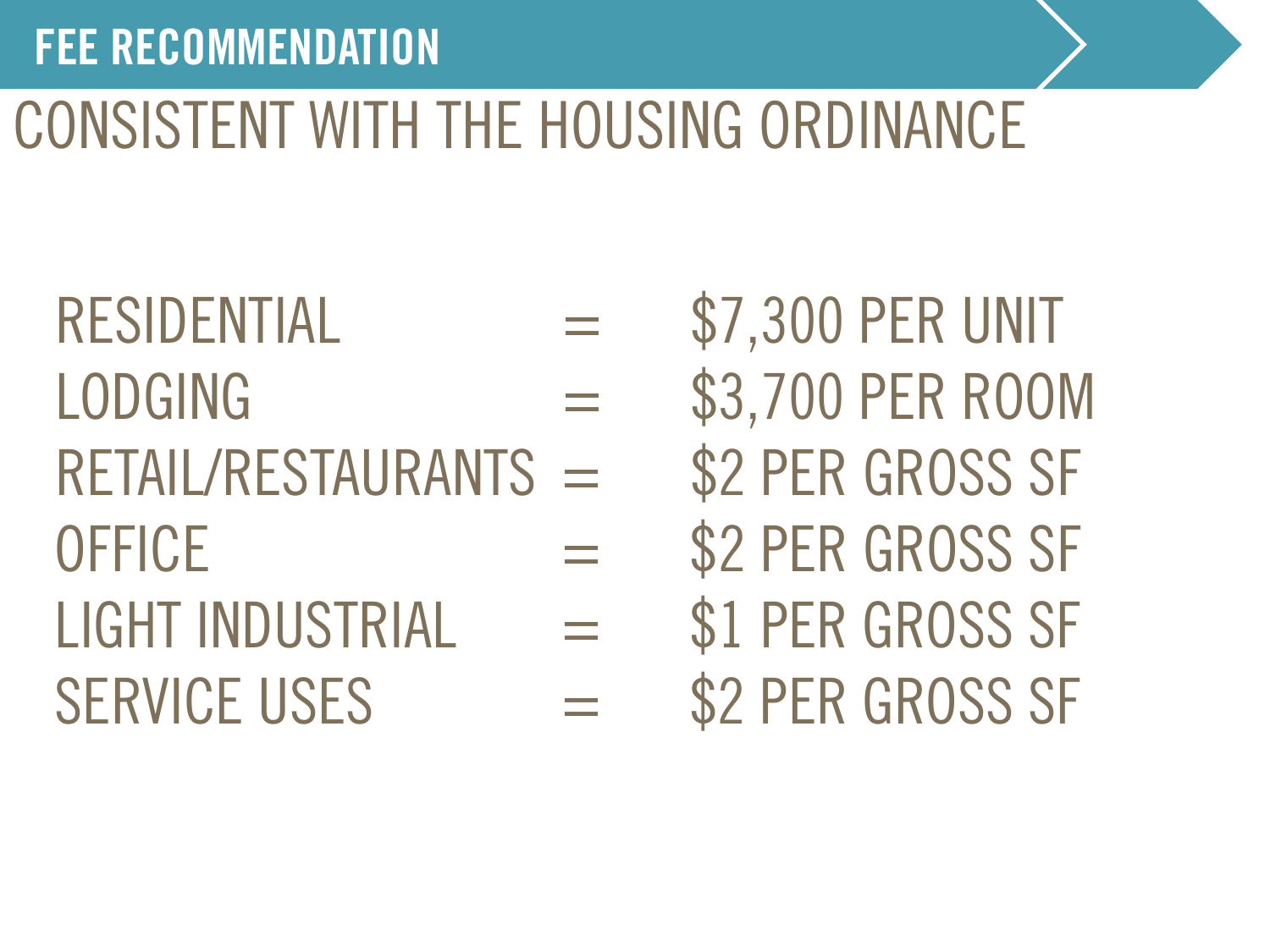## FEE RECOMMENDATION

# CONSISTENT WITH THE HOUSING ORDINANCE

| | | |
|---|---|---|
| RESIDENTIAL | = | $7,300 PER UNIT |
| LODGING | = | $3,700 PER ROOM |
| RETAIL/RESTAURANTS | = | $2 PER GROSS SF |
| OFFICE | = | $2 PER GROSS SF |
| LIGHT INDUSTRIAL | = | $1 PER GROSS SF |
| SERVICE USES | = | $2 PER GROSS SF |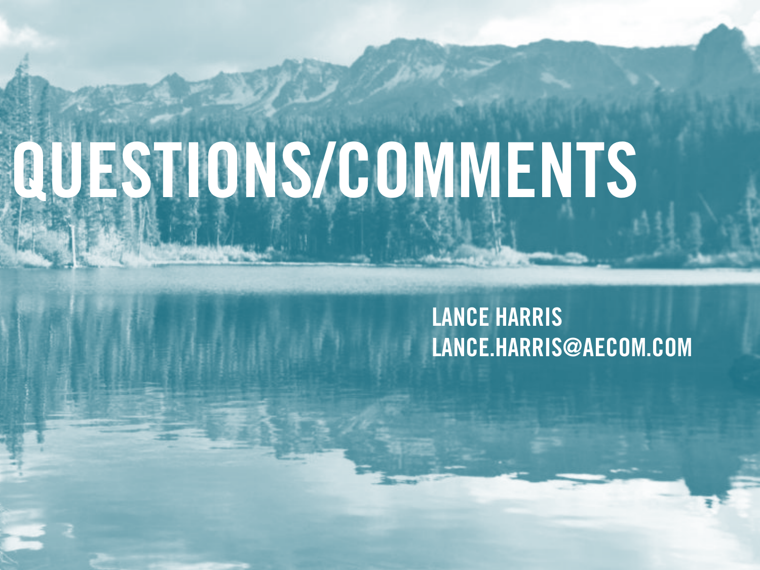# QUESTIONS/COMMENTS

LANCE HARRIS
LANCE.HARRIS@AECOM.COM